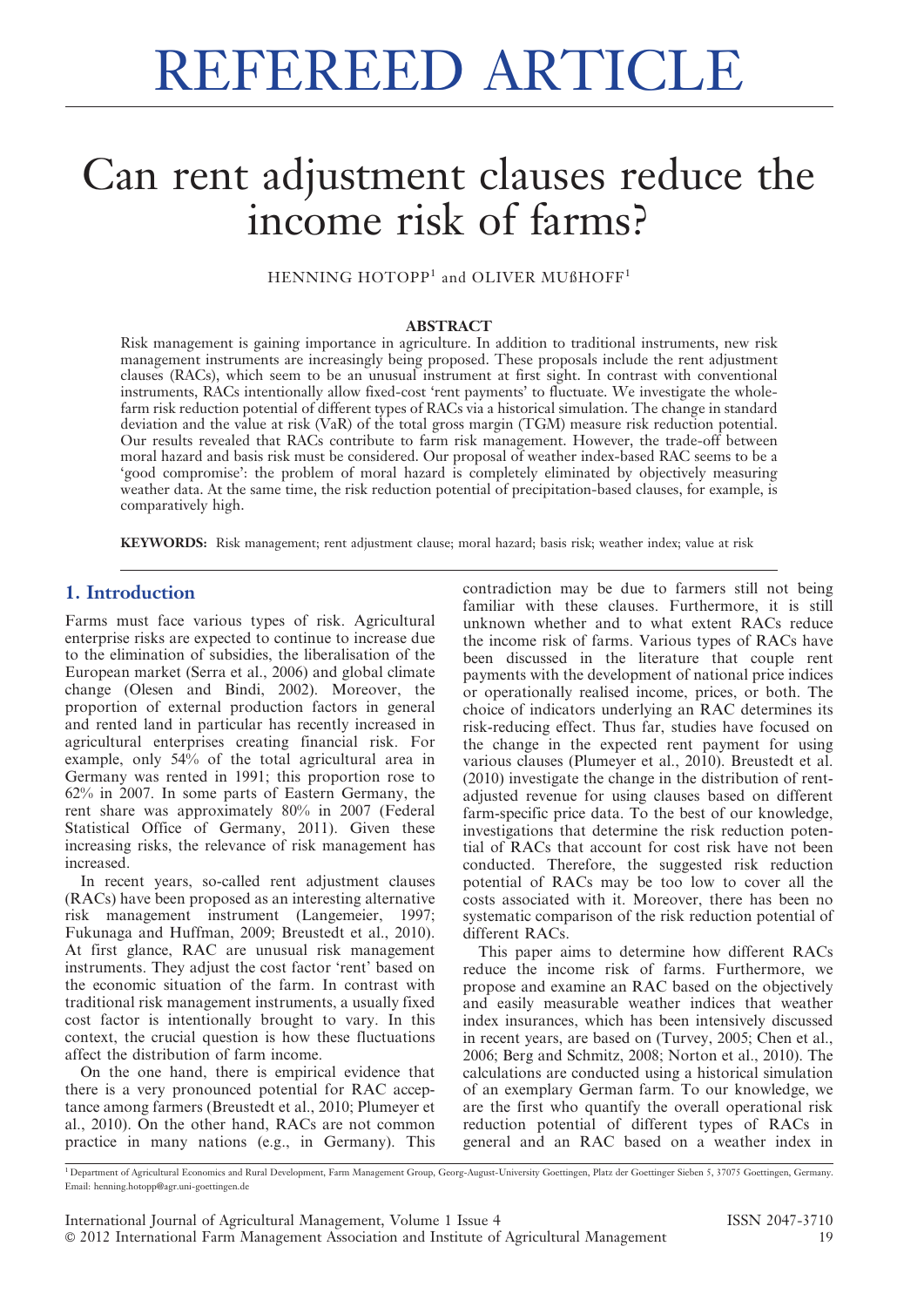REFEREED ARTICLE

# Can rent adjustment clauses reduce the income risk of farms?

HENNING HOTOPP[1] and OLIVER MUßHOFF[1]

## ABSTRACT

Risk management is gaining importance in agriculture. In addition to traditional instruments, new risk management instruments are increasingly being proposed. These proposals include the rent adjustment clauses (RACs), which seem to be an unusual instrument at first sight. In contrast with conventional instruments, RACs intentionally allow fixed-cost 'rent payments' to fluctuate. We investigate the whole-farm risk reduction potential of different types of RACs via a historical simulation. The change in standard deviation and the value at risk (VaR) of the total gross margin (TGM) measure risk reduction potential. Our results revealed that RACs contribute to farm risk management. However, the trade-off between moral hazard and basis risk must be considered. Our proposal of weather index-based RAC seems to be a 'good compromise': the problem of moral hazard is completely eliminated by objectively measuring weather data. At the same time, the risk reduction potential of precipitation-based clauses, for example, is comparatively high.

**KEYWORDS:** Risk management; rent adjustment clause; moral hazard; basis risk; weather index; value at risk

## 1. Introduction

Farms must face various types of risk. Agricultural enterprise risks are expected to continue to increase due to the elimination of subsidies, the liberalisation of the European market (Serra et al., 2006) and global climate change (Olesen and Bindi, 2002). Moreover, the proportion of external production factors in general and rented land in particular has recently increased in agricultural enterprises creating financial risk. For example, only 54% of the total agricultural area in Germany was rented in 1991; this proportion rose to 62% in 2007. In some parts of Eastern Germany, the rent share was approximately 80% in 2007 (Federal Statistical Office of Germany, 2011). Given these increasing risks, the relevance of risk management has increased.

In recent years, so-called rent adjustment clauses (RACs) have been proposed as an interesting alternative risk management instrument (Langemeier, 1997; Fukunaga and Huffman, 2009; Breustedt et al., 2010). At first glance, RAC are unusual risk management instruments. They adjust the cost factor 'rent' based on the economic situation of the farm. In contrast with traditional risk management instruments, a usually fixed cost factor is intentionally brought to vary. In this context, the crucial question is how these fluctuations affect the distribution of farm income.

On the one hand, there is empirical evidence that there is a very pronounced potential for RAC acceptance among farmers (Breustedt et al., 2010; Plumeyer et al., 2010). On the other hand, RACs are not common practice in many nations (e.g., in Germany). This contradiction may be due to farmers still not being familiar with these clauses. Furthermore, it is still unknown whether and to what extent RACs reduce the income risk of farms. Various types of RACs have been discussed in the literature that couple rent payments with the development of national price indices or operationally realised income, prices, or both. The choice of indicators underlying an RAC determines its risk-reducing effect. Thus far, studies have focused on the change in the expected rent payment for using various clauses (Plumeyer et al., 2010). Breustedt et al. (2010) investigate the change in the distribution of rent-adjusted revenue for using clauses based on different farm-specific price data. To the best of our knowledge, investigations that determine the risk reduction potential of RACs that account for cost risk have not been conducted. Therefore, the suggested risk reduction potential of RACs may be too low to cover all the costs associated with it. Moreover, there has been no systematic comparison of the risk reduction potential of different RACs.

This paper aims to determine how different RACs reduce the income risk of farms. Furthermore, we propose and examine an RAC based on the objectively and easily measurable weather indices that weather index insurances, which has been intensively discussed in recent years, are based on (Turvey, 2005; Chen et al., 2006; Berg and Schmitz, 2008; Norton et al., 2010). The calculations are conducted using a historical simulation of an exemplary German farm. To our knowledge, we are the first who quantify the overall operational risk reduction potential of different types of RACs in general and an RAC based on a weather index in

[1] Department of Agricultural Economics and Rural Development, Farm Management Group, Georg-August-University Goettingen, Platz der Goettinger Sieben 5, 37075 Goettingen, Germany. Email: henning.hotopp@agr.uni-goettingen.de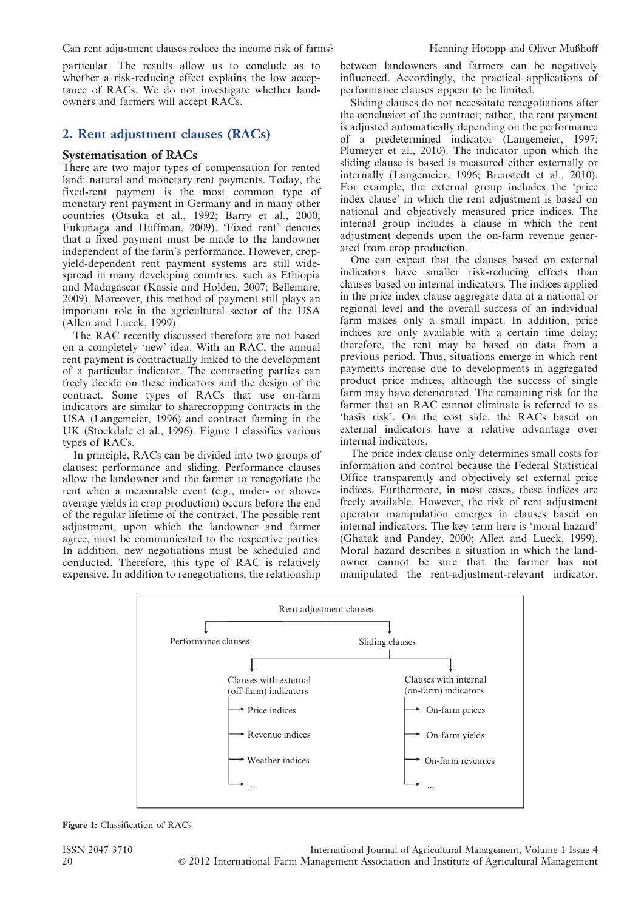particular. The results allow us to conclude as to whether a risk-reducing effect explains the low acceptance of RACs. We do not investigate whether landowners and farmers will accept RACs.

## 2. Rent adjustment clauses (RACs)

### Systematisation of RACs

There are two major types of compensation for rented land: natural and monetary rent payments. Today, the fixed-rent payment is the most common type of monetary rent payment in Germany and in many other countries (Otsuka et al., 1992; Barry et al., 2000; Fukunaga and Huffman, 2009). 'Fixed rent' denotes that a fixed payment must be made to the landowner independent of the farm's performance. However, crop-yield-dependent rent payment systems are still widespread in many developing countries, such as Ethiopia and Madagascar (Kassie and Holden, 2007; Bellemare, 2009). Moreover, this method of payment still plays an important role in the agricultural sector of the USA (Allen and Lueck, 1999).

The RAC recently discussed therefore are not based on a completely 'new' idea. With an RAC, the annual rent payment is contractually linked to the development of a particular indicator. The contracting parties can freely decide on these indicators and the design of the contract. Some types of RACs that use on-farm indicators are similar to sharecropping contracts in the USA (Langemeier, 1996) and contract farming in the UK (Stockdale et al., 1996). Figure 1 classifies various types of RACs.

In principle, RACs can be divided into two groups of clauses: performance and sliding. Performance clauses allow the landowner and the farmer to renegotiate the rent when a measurable event (e.g., under- or above-average yields in crop production) occurs before the end of the regular lifetime of the contract. The possible rent adjustment, upon which the landowner and farmer agree, must be communicated to the respective parties. In addition, new negotiations must be scheduled and conducted. Therefore, this type of RAC is relatively expensive. In addition to renegotiations, the relationship between landowners and farmers can be negatively influenced. Accordingly, the practical applications of performance clauses appear to be limited.

Sliding clauses do not necessitate renegotiations after the conclusion of the contract; rather, the rent payment is adjusted automatically depending on the performance of a predetermined indicator (Langemeier, 1997; Plumeyer et al., 2010). The indicator upon which the sliding clause is based is measured either externally or internally (Langemeier, 1996; Breustedt et al., 2010). For example, the external group includes the 'price index clause' in which the rent adjustment is based on national and objectively measured price indices. The internal group includes a clause in which the rent adjustment depends upon the on-farm revenue generated from crop production.

One can expect that the clauses based on external indicators have smaller risk-reducing effects than clauses based on internal indicators. The indices applied in the price index clause aggregate data at a national or regional level and the overall success of an individual farm makes only a small impact. In addition, price indices are only available with a certain time delay; therefore, the rent may be based on data from a previous period. Thus, situations emerge in which rent payments increase due to developments in aggregated product price indices, although the success of single farm may have deteriorated. The remaining risk for the farmer that an RAC cannot eliminate is referred to as 'basis risk'. On the cost side, the RACs based on external indicators have a relative advantage over internal indicators.

The price index clause only determines small costs for information and control because the Federal Statistical Office transparently and objectively set external price indices. Furthermore, in most cases, these indices are freely available. However, the risk of rent adjustment operator manipulation emerges in clauses based on internal indicators. The key term here is 'moral hazard' (Ghatak and Pandey, 2000; Allen and Lueck, 1999). Moral hazard describes a situation in which the landowner cannot be sure that the farmer has not manipulated the rent-adjustment-relevant indicator.

Rent adjustment clauses
- Performance clauses
- Sliding clauses
  - Clauses with external (off-farm) indicators
    - Price indices
    - Revenue indices
    - Weather indices
    - ...
  - Clauses with internal (on-farm) indicators
    - On-farm prices
    - On-farm yields
    - On-farm revenues
    - ...

**Figure 1:** Classification of RACs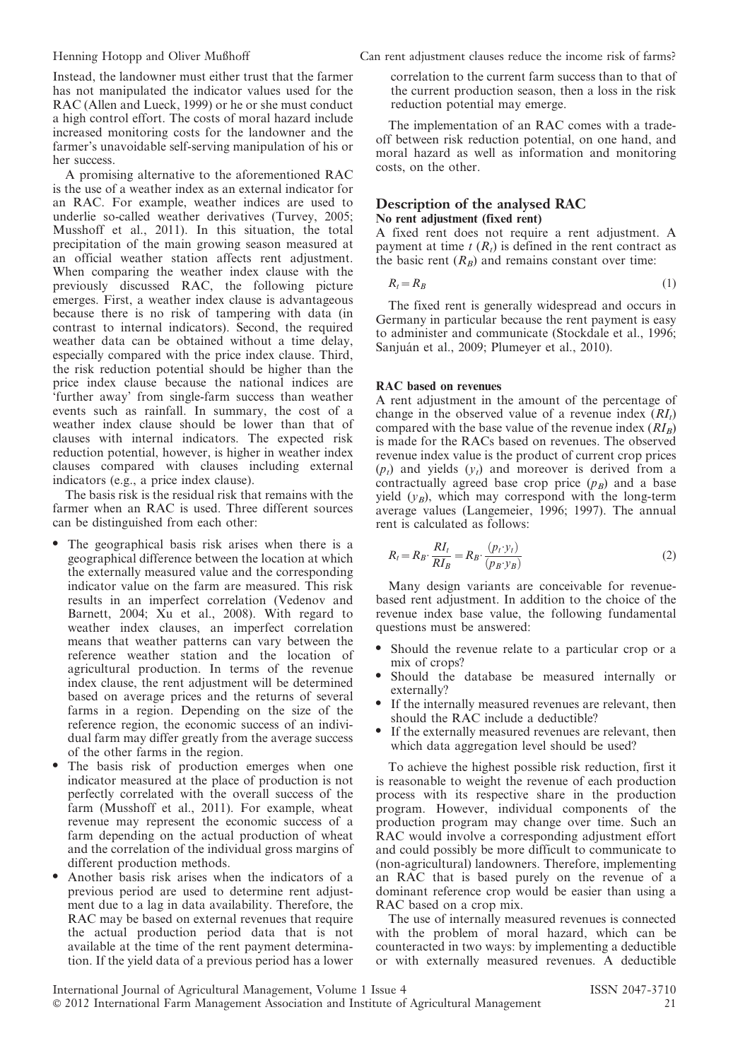Instead, the landowner must either trust that the farmer has not manipulated the indicator values used for the RAC (Allen and Lueck, 1999) or he or she must conduct a high control effort. The costs of moral hazard include increased monitoring costs for the landowner and the farmer's unavoidable self-serving manipulation of his or her success.

A promising alternative to the aforementioned RAC is the use of a weather index as an external indicator for an RAC. For example, weather indices are used to underlie so-called weather derivatives (Turvey, 2005; Musshoff et al., 2011). In this situation, the total precipitation of the main growing season measured at an official weather station affects rent adjustment. When comparing the weather index clause with the previously discussed RAC, the following picture emerges. First, a weather index clause is advantageous because there is no risk of tampering with data (in contrast to internal indicators). Second, the required weather data can be obtained without a time delay, especially compared with the price index clause. Third, the risk reduction potential should be higher than the price index clause because the national indices are 'further away' from single-farm success than weather events such as rainfall. In summary, the cost of a weather index clause should be lower than that of clauses with internal indicators. The expected risk reduction potential, however, is higher in weather index clauses compared with clauses including external indicators (e.g., a price index clause).

The basis risk is the residual risk that remains with the farmer when an RAC is used. Three different sources can be distinguished from each other:

- The geographical basis risk arises when there is a geographical difference between the location at which the externally measured value and the corresponding indicator value on the farm are measured. This risk results in an imperfect correlation (Vedenov and Barnett, 2004; Xu et al., 2008). With regard to weather index clauses, an imperfect correlation means that weather patterns can vary between the reference weather station and the location of agricultural production. In terms of the revenue index clause, the rent adjustment will be determined based on average prices and the returns of several farms in a region. Depending on the size of the reference region, the economic success of an individual farm may differ greatly from the average success of the other farms in the region.
- The basis risk of production emerges when one indicator measured at the place of production is not perfectly correlated with the overall success of the farm (Musshoff et al., 2011). For example, wheat revenue may represent the economic success of a farm depending on the actual production of wheat and the correlation of the individual gross margins of different production methods.
- Another basis risk arises when the indicators of a previous period are used to determine rent adjustment due to a lag in data availability. Therefore, the RAC may be based on external revenues that require the actual production period data that is not available at the time of the rent payment determination. If the yield data of a previous period has a lower correlation to the current farm success than to that of the current production season, then a loss in the risk reduction potential may emerge.

The implementation of an RAC comes with a trade-off between risk reduction potential, on one hand, and moral hazard as well as information and monitoring costs, on the other.

## Description of the analysed RAC

### No rent adjustment (fixed rent)

A fixed rent does not require a rent adjustment. A payment at time $t$ ($R_t$) is defined in the rent contract as the basic rent ($R_B$) and remains constant over time:

$$R_t = R_B \tag{1}$$

The fixed rent is generally widespread and occurs in Germany in particular because the rent payment is easy to administer and communicate (Stockdale et al., 1996; Sanjuán et al., 2009; Plumeyer et al., 2010).

### RAC based on revenues

A rent adjustment in the amount of the percentage of change in the observed value of a revenue index ($RI_t$) compared with the base value of the revenue index ($RI_B$) is made for the RACs based on revenues. The observed revenue index value is the product of current crop prices ($p_t$) and yields ($y_t$) and moreover is derived from a contractually agreed base crop price ($p_B$) and a base yield ($y_B$), which may correspond with the long-term average values (Langemeier, 1996; 1997). The annual rent is calculated as follows:

$$R_t = R_B \cdot \frac{RI_t}{RI_B} = R_B \cdot \frac{(p_t \cdot y_t)}{(p_B \cdot y_B)} \tag{2}$$

Many design variants are conceivable for revenue-based rent adjustment. In addition to the choice of the revenue index base value, the following fundamental questions must be answered:

- Should the revenue relate to a particular crop or a mix of crops?
- Should the database be measured internally or externally?
- If the internally measured revenues are relevant, then should the RAC include a deductible?
- If the externally measured revenues are relevant, then which data aggregation level should be used?

To achieve the highest possible risk reduction, first it is reasonable to weight the revenue of each production process with its respective share in the production program. However, individual components of the production program may change over time. Such an RAC would involve a corresponding adjustment effort and could possibly be more difficult to communicate to (non-agricultural) landowners. Therefore, implementing an RAC that is based purely on the revenue of a dominant reference crop would be easier than using a RAC based on a crop mix.

The use of internally measured revenues is connected with the problem of moral hazard, which can be counteracted in two ways: by implementing a deductible or with externally measured revenues. A deductible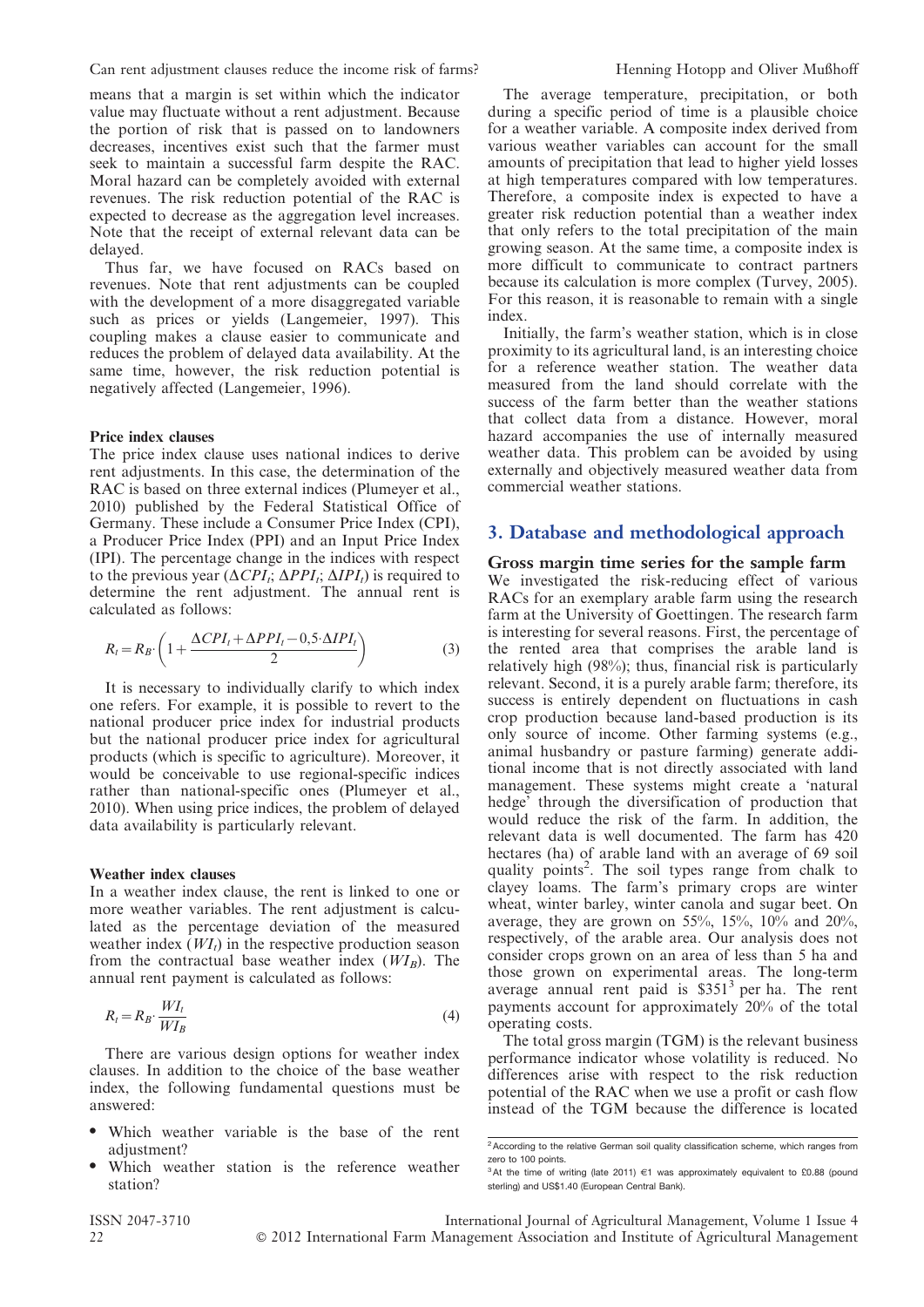means that a margin is set within which the indicator value may fluctuate without a rent adjustment. Because the portion of risk that is passed on to landowners decreases, incentives exist such that the farmer must seek to maintain a successful farm despite the RAC. Moral hazard can be completely avoided with external revenues. The risk reduction potential of the RAC is expected to decrease as the aggregation level increases. Note that the receipt of external relevant data can be delayed.

Thus far, we have focused on RACs based on revenues. Note that rent adjustments can be coupled with the development of a more disaggregated variable such as prices or yields (Langemeier, 1997). This coupling makes a clause easier to communicate and reduces the problem of delayed data availability. At the same time, however, the risk reduction potential is negatively affected (Langemeier, 1996).

### Price index clauses

The price index clause uses national indices to derive rent adjustments. In this case, the determination of the RAC is based on three external indices (Plumeyer et al., 2010) published by the Federal Statistical Office of Germany. These include a Consumer Price Index (CPI), a Producer Price Index (PPI) and an Input Price Index (IPI). The percentage change in the indices with respect to the previous year ($\Delta CPI_t$; $\Delta PPI_t$; $\Delta IPI_t$) is required to determine the rent adjustment. The annual rent is calculated as follows:

$$R_t = R_B \cdot \left(1 + \frac{\Delta CPI_t + \Delta PPI_t - 0{,}5 \cdot \Delta IPI_t}{2}\right) \tag{3}$$

It is necessary to individually clarify to which index one refers. For example, it is possible to revert to the national producer price index for industrial products but the national producer price index for agricultural products (which is specific to agriculture). Moreover, it would be conceivable to use regional-specific indices rather than national-specific ones (Plumeyer et al., 2010). When using price indices, the problem of delayed data availability is particularly relevant.

### Weather index clauses

In a weather index clause, the rent is linked to one or more weather variables. The rent adjustment is calculated as the percentage deviation of the measured weather index ($WI_t$) in the respective production season from the contractual base weather index ($WI_B$). The annual rent payment is calculated as follows:

$$R_t = R_B \cdot \frac{WI_t}{WI_B} \tag{4}$$

There are various design options for weather index clauses. In addition to the choice of the base weather index, the following fundamental questions must be answered:

- Which weather variable is the base of the rent adjustment?
- Which weather station is the reference weather station?

The average temperature, precipitation, or both during a specific period of time is a plausible choice for a weather variable. A composite index derived from various weather variables can account for the small amounts of precipitation that lead to higher yield losses at high temperatures compared with low temperatures. Therefore, a composite index is expected to have a greater risk reduction potential than a weather index that only refers to the total precipitation of the main growing season. At the same time, a composite index is more difficult to communicate to contract partners because its calculation is more complex (Turvey, 2005). For this reason, it is reasonable to remain with a single index.

Initially, the farm's weather station, which is in close proximity to its agricultural land, is an interesting choice for a reference weather station. The weather data measured from the land should correlate with the success of the farm better than the weather stations that collect data from a distance. However, moral hazard accompanies the use of internally measured weather data. This problem can be avoided by using externally and objectively measured weather data from commercial weather stations.

## 3. Database and methodological approach

### Gross margin time series for the sample farm

We investigated the risk-reducing effect of various RACs for an exemplary arable farm using the research farm at the University of Goettingen. The research farm is interesting for several reasons. First, the percentage of the rented area that comprises the arable land is relatively high (98%); thus, financial risk is particularly relevant. Second, it is a purely arable farm; therefore, its success is entirely dependent on fluctuations in cash crop production because land-based production is its only source of income. Other farming systems (e.g., animal husbandry or pasture farming) generate additional income that is not directly associated with land management. These systems might create a 'natural hedge' through the diversification of production that would reduce the risk of the farm. In addition, the relevant data is well documented. The farm has 420 hectares (ha) of arable land with an average of 69 soil quality points[2]. The soil types range from chalk to clayey loams. The farm's primary crops are winter wheat, winter barley, winter canola and sugar beet. On average, they are grown on 55%, 15%, 10% and 20%, respectively, of the arable area. Our analysis does not consider crops grown on an area of less than 5 ha and those grown on experimental areas. The long-term average annual rent paid is $351[3] per ha. The rent payments account for approximately 20% of the total operating costs.

The total gross margin (TGM) is the relevant business performance indicator whose volatility is reduced. No differences arise with respect to the risk reduction potential of the RAC when we use a profit or cash flow instead of the TGM because the difference is located

[2] According to the relative German soil quality classification scheme, which ranges from zero to 100 points.

[3] At the time of writing (late 2011) €1 was approximately equivalent to £0.88 (pound sterling) and US$1.40 (European Central Bank).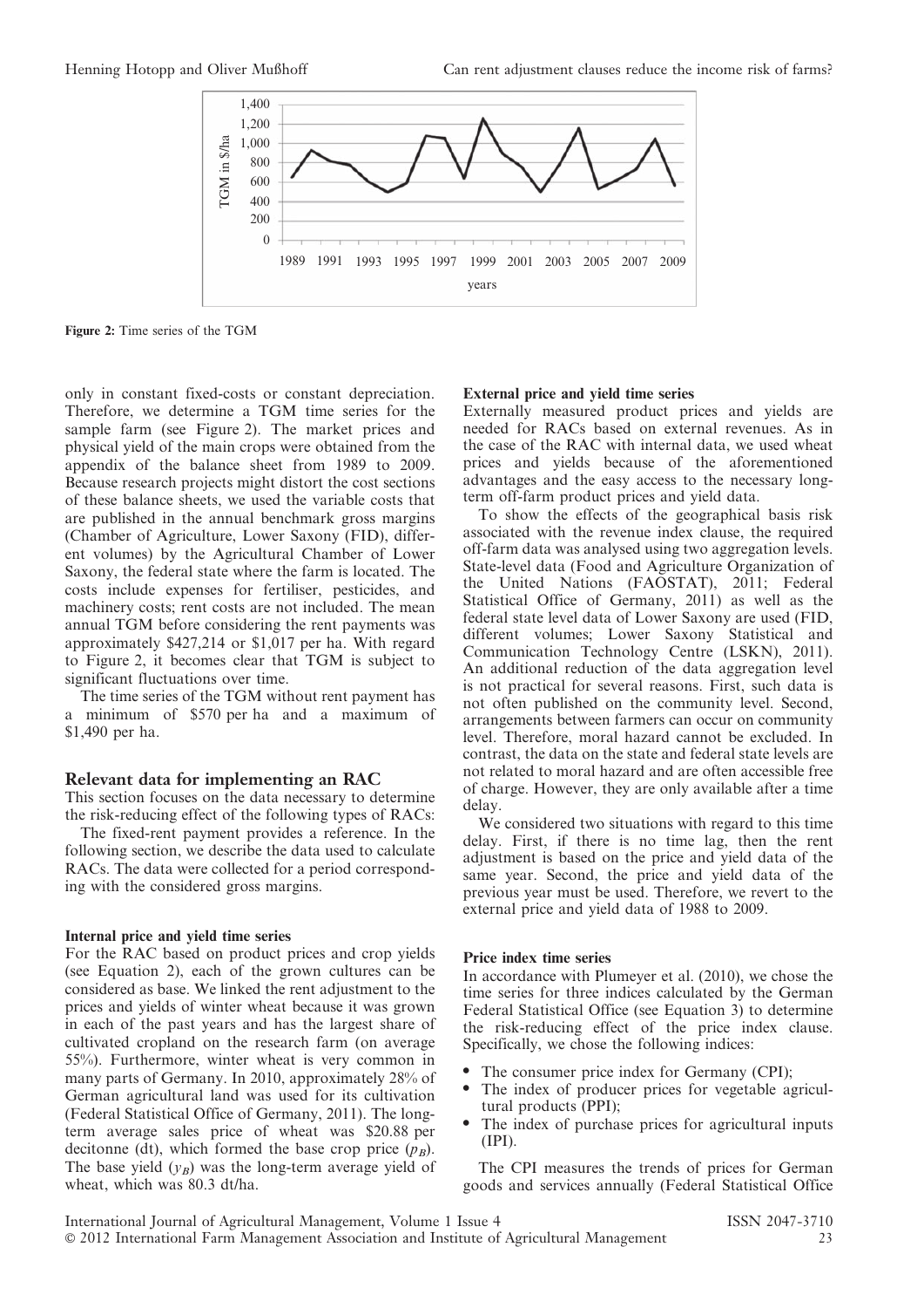Figure 2: Time series of the TGM

only in constant fixed-costs or constant depreciation. Therefore, we determine a TGM time series for the sample farm (see Figure 2). The market prices and physical yield of the main crops were obtained from the appendix of the balance sheet from 1989 to 2009. Because research projects might distort the cost sections of these balance sheets, we used the variable costs that are published in the annual benchmark gross margins (Chamber of Agriculture, Lower Saxony (FID), different volumes) by the Agricultural Chamber of Lower Saxony, the federal state where the farm is located. The costs include expenses for fertiliser, pesticides, and machinery costs; rent costs are not included. The mean annual TGM before considering the rent payments was approximately \$427,214 or \$1,017 per ha. With regard to Figure 2, it becomes clear that TGM is subject to significant fluctuations over time.

The time series of the TGM without rent payment has a minimum of \$570 per ha and a maximum of \$1,490 per ha.

## Relevant data for implementing an RAC

This section focuses on the data necessary to determine the risk-reducing effect of the following types of RACs:

The fixed-rent payment provides a reference. In the following section, we describe the data used to calculate RACs. The data were collected for a period corresponding with the considered gross margins.

### Internal price and yield time series

For the RAC based on product prices and crop yields (see Equation 2), each of the grown cultures can be considered as base. We linked the rent adjustment to the prices and yields of winter wheat because it was grown in each of the past years and has the largest share of cultivated cropland on the research farm (on average 55%). Furthermore, winter wheat is very common in many parts of Germany. In 2010, approximately 28% of German agricultural land was used for its cultivation (Federal Statistical Office of Germany, 2011). The long-term average sales price of wheat was \$20.88 per decitonne (dt), which formed the base crop price ($p_B$). The base yield ($y_B$) was the long-term average yield of wheat, which was 80.3 dt/ha.

### External price and yield time series

Externally measured product prices and yields are needed for RACs based on external revenues. As in the case of the RAC with internal data, we used wheat prices and yields because of the aforementioned advantages and the easy access to the necessary long-term off-farm product prices and yield data.

To show the effects of the geographical basis risk associated with the revenue index clause, the required off-farm data was analysed using two aggregation levels. State-level data (Food and Agriculture Organization of the United Nations (FAOSTAT), 2011; Federal Statistical Office of Germany, 2011) as well as the federal state level data of Lower Saxony are used (FID, different volumes; Lower Saxony Statistical and Communication Technology Centre (LSKN), 2011). An additional reduction of the data aggregation level is not practical for several reasons. First, such data is not often published on the community level. Second, arrangements between farmers can occur on community level. Therefore, moral hazard cannot be excluded. In contrast, the data on the state and federal state levels are not related to moral hazard and are often accessible free of charge. However, they are only available after a time delay.

We considered two situations with regard to this time delay. First, if there is no time lag, then the rent adjustment is based on the price and yield data of the same year. Second, the price and yield data of the previous year must be used. Therefore, we revert to the external price and yield data of 1988 to 2009.

### Price index time series

In accordance with Plumeyer et al. (2010), we chose the time series for three indices calculated by the German Federal Statistical Office (see Equation 3) to determine the risk-reducing effect of the price index clause. Specifically, we chose the following indices:

- The consumer price index for Germany (CPI);
- The index of producer prices for vegetable agricultural products (PPI);
- The index of purchase prices for agricultural inputs (IPI).

The CPI measures the trends of prices for German goods and services annually (Federal Statistical Office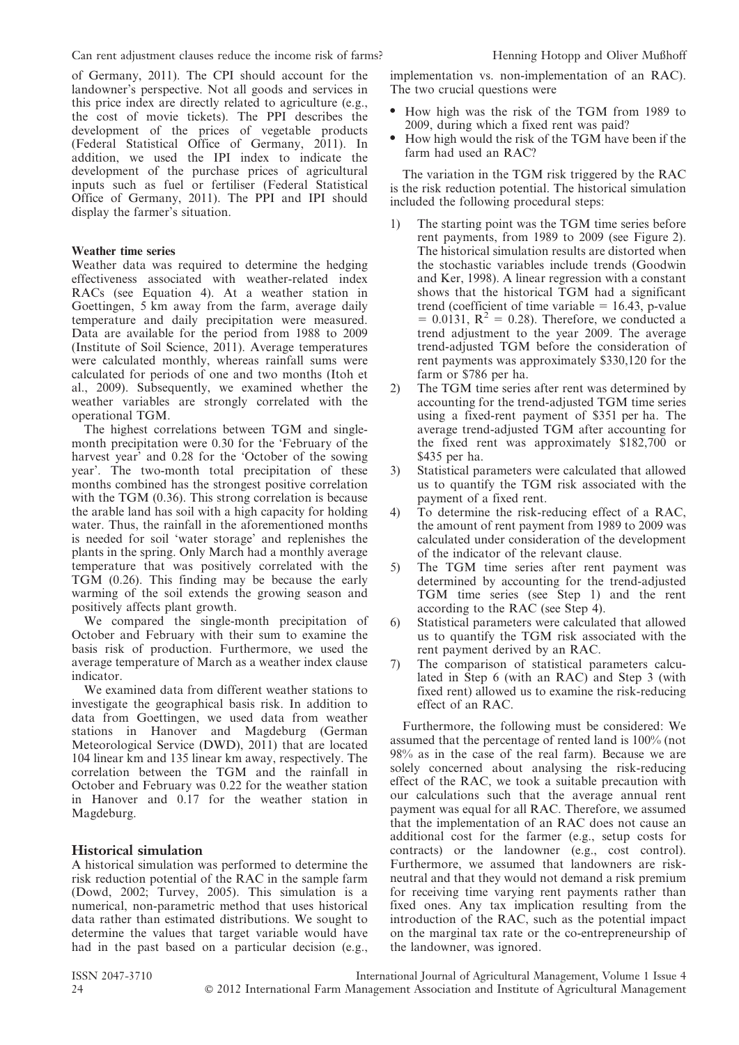of Germany, 2011). The CPI should account for the landowner's perspective. Not all goods and services in this price index are directly related to agriculture (e.g., the cost of movie tickets). The PPI describes the development of the prices of vegetable products (Federal Statistical Office of Germany, 2011). In addition, we used the IPI index to indicate the development of the purchase prices of agricultural inputs such as fuel or fertiliser (Federal Statistical Office of Germany, 2011). The PPI and IPI should display the farmer's situation.

#### Weather time series

Weather data was required to determine the hedging effectiveness associated with weather-related index RACs (see Equation 4). At a weather station in Goettingen, 5 km away from the farm, average daily temperature and daily precipitation were measured. Data are available for the period from 1988 to 2009 (Institute of Soil Science, 2011). Average temperatures were calculated monthly, whereas rainfall sums were calculated for periods of one and two months (Itoh et al., 2009). Subsequently, we examined whether the weather variables are strongly correlated with the operational TGM.

The highest correlations between TGM and single-month precipitation were 0.30 for the 'February of the harvest year' and 0.28 for the 'October of the sowing year'. The two-month total precipitation of these months combined has the strongest positive correlation with the TGM (0.36). This strong correlation is because the arable land has soil with a high capacity for holding water. Thus, the rainfall in the aforementioned months is needed for soil 'water storage' and replenishes the plants in the spring. Only March had a monthly average temperature that was positively correlated with the TGM (0.26). This finding may be because the early warming of the soil extends the growing season and positively affects plant growth.

We compared the single-month precipitation of October and February with their sum to examine the basis risk of production. Furthermore, we used the average temperature of March as a weather index clause indicator.

We examined data from different weather stations to investigate the geographical basis risk. In addition to data from Goettingen, we used data from weather stations in Hanover and Magdeburg (German Meteorological Service (DWD), 2011) that are located 104 linear km and 135 linear km away, respectively. The correlation between the TGM and the rainfall in October and February was 0.22 for the weather station in Hanover and 0.17 for the weather station in Magdeburg.

## Historical simulation

A historical simulation was performed to determine the risk reduction potential of the RAC in the sample farm (Dowd, 2002; Turvey, 2005). This simulation is a numerical, non-parametric method that uses historical data rather than estimated distributions. We sought to determine the values that target variable would have had in the past based on a particular decision (e.g., implementation vs. non-implementation of an RAC). The two crucial questions were

- How high was the risk of the TGM from 1989 to 2009, during which a fixed rent was paid?
- How high would the risk of the TGM have been if the farm had used an RAC?

The variation in the TGM risk triggered by the RAC is the risk reduction potential. The historical simulation included the following procedural steps:

1) The starting point was the TGM time series before rent payments, from 1989 to 2009 (see Figure 2). The historical simulation results are distorted when the stochastic variables include trends (Goodwin and Ker, 1998). A linear regression with a constant shows that the historical TGM had a significant trend (coefficient of time variable = 16.43, p-value = 0.0131, $R^2$ = 0.28). Therefore, we conducted a trend adjustment to the year 2009. The average trend-adjusted TGM before the consideration of rent payments was approximately \$330,120 for the farm or \$786 per ha.
2) The TGM time series after rent was determined by accounting for the trend-adjusted TGM time series using a fixed-rent payment of \$351 per ha. The average trend-adjusted TGM after accounting for the fixed rent was approximately \$182,700 or \$435 per ha.
3) Statistical parameters were calculated that allowed us to quantify the TGM risk associated with the payment of a fixed rent.
4) To determine the risk-reducing effect of a RAC, the amount of rent payment from 1989 to 2009 was calculated under consideration of the development of the indicator of the relevant clause.
5) The TGM time series after rent payment was determined by accounting for the trend-adjusted TGM time series (see Step 1) and the rent according to the RAC (see Step 4).
6) Statistical parameters were calculated that allowed us to quantify the TGM risk associated with the rent payment derived by an RAC.
7) The comparison of statistical parameters calculated in Step 6 (with an RAC) and Step 3 (with fixed rent) allowed us to examine the risk-reducing effect of an RAC.

Furthermore, the following must be considered: We assumed that the percentage of rented land is 100% (not 98% as in the case of the real farm). Because we are solely concerned about analysing the risk-reducing effect of the RAC, we took a suitable precaution with our calculations such that the average annual rent payment was equal for all RAC. Therefore, we assumed that the implementation of an RAC does not cause an additional cost for the farmer (e.g., setup costs for contracts) or the landowner (e.g., cost control). Furthermore, we assumed that landowners are risk-neutral and that they would not demand a risk premium for receiving time varying rent payments rather than fixed ones. Any tax implication resulting from the introduction of the RAC, such as the potential impact on the marginal tax rate or the co-entrepreneurship of the landowner, was ignored.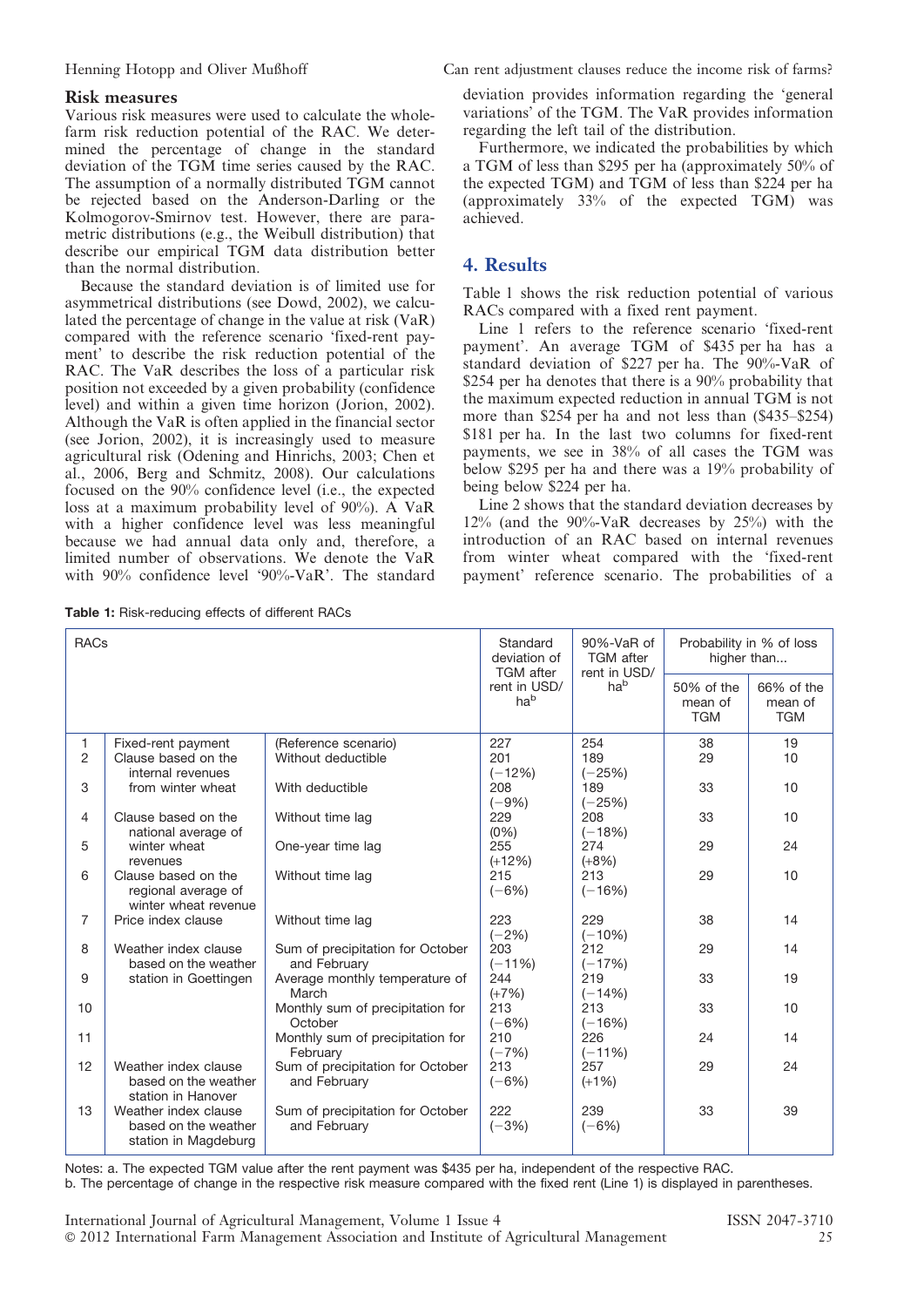### Risk measures

Various risk measures were used to calculate the whole-farm risk reduction potential of the RAC. We determined the percentage of change in the standard deviation of the TGM time series caused by the RAC. The assumption of a normally distributed TGM cannot be rejected based on the Anderson-Darling or the Kolmogorov-Smirnov test. However, there are parametric distributions (e.g., the Weibull distribution) that describe our empirical TGM data distribution better than the normal distribution.

Because the standard deviation is of limited use for asymmetrical distributions (see Dowd, 2002), we calculated the percentage of change in the value at risk (VaR) compared with the reference scenario 'fixed-rent payment' to describe the risk reduction potential of the RAC. The VaR describes the loss of a particular risk position not exceeded by a given probability (confidence level) and within a given time horizon (Jorion, 2002). Although the VaR is often applied in the financial sector (see Jorion, 2002), it is increasingly used to measure agricultural risk (Odening and Hinrichs, 2003; Chen et al., 2006, Berg and Schmitz, 2008). Our calculations focused on the 90% confidence level (i.e., the expected loss at a maximum probability level of 90%). A VaR with a higher confidence level was less meaningful because we had annual data only and, therefore, a limited number of observations. We denote the VaR with 90% confidence level '90%-VaR'. The standard deviation provides information regarding the 'general variations' of the TGM. The VaR provides information regarding the left tail of the distribution.

Furthermore, we indicated the probabilities by which a TGM of less than \$295 per ha (approximately 50% of the expected TGM) and TGM of less than \$224 per ha (approximately 33% of the expected TGM) was achieved.

## 4. Results

Table 1 shows the risk reduction potential of various RACs compared with a fixed rent payment.

Line 1 refers to the reference scenario 'fixed-rent payment'. An average TGM of \$435 per ha has a standard deviation of \$227 per ha. The 90%-VaR of \$254 per ha denotes that there is a 90% probability that the maximum expected reduction in annual TGM is not more than \$254 per ha and not less than (\$435–\$254) \$181 per ha. In the last two columns for fixed-rent payments, we see in 38% of all cases the TGM was below \$295 per ha and there was a 19% probability of being below \$224 per ha.

Line 2 shows that the standard deviation decreases by 12% (and the 90%-VaR decreases by 25%) with the introduction of an RAC based on internal revenues from winter wheat compared with the 'fixed-rent payment' reference scenario. The probabilities of a

**Table 1:** Risk-reducing effects of different RACs

| RACs | | | Standard deviation of TGM after rent in USD/ha[b] | 90%-VaR of TGM after rent in USD/ha[b] | Probability in % of loss higher than... | |
|---|---|---|---|---|---|---|
| | | | | | 50% of the mean of TGM | 66% of the mean of TGM |
| 1 | Fixed-rent payment | (Reference scenario) | 227 | 254 | 38 | 19 |
| 2 | Clause based on the internal revenues from winter wheat | Without deductible | 201 (−12%) | 189 (−25%) | 29 | 10 |
| 3 | | With deductible | 208 (−9%) | 189 (−25%) | 33 | 10 |
| 4 | Clause based on the national average of winter wheat revenues | Without time lag | 229 (0%) | 208 (−18%) | 33 | 10 |
| 5 | | One-year time lag | 255 (+12%) | 274 (+8%) | 29 | 24 |
| 6 | Clause based on the regional average of winter wheat revenue | Without time lag | 215 (−6%) | 213 (−16%) | 29 | 10 |
| 7 | Price index clause | Without time lag | 223 (−2%) | 229 (−10%) | 38 | 14 |
| 8 | Weather index clause based on the weather station in Goettingen | Sum of precipitation for October and February | 203 (−11%) | 212 (−17%) | 29 | 14 |
| 9 | | Average monthly temperature of March | 244 (+7%) | 219 (−14%) | 33 | 19 |
| 10 | | Monthly sum of precipitation for October | 213 (−6%) | 213 (−16%) | 33 | 10 |
| 11 | | Monthly sum of precipitation for February | 210 (−7%) | 226 (−11%) | 24 | 14 |
| 12 | Weather index clause based on the weather station in Hanover | Sum of precipitation for October and February | 213 (−6%) | 257 (+1%) | 29 | 24 |
| 13 | Weather index clause based on the weather station in Magdeburg | Sum of precipitation for October and February | 222 (−3%) | 239 (−6%) | 33 | 39 |

Notes: a. The expected TGM value after the rent payment was \$435 per ha, independent of the respective RAC.
b. The percentage of change in the respective risk measure compared with the fixed rent (Line 1) is displayed in parentheses.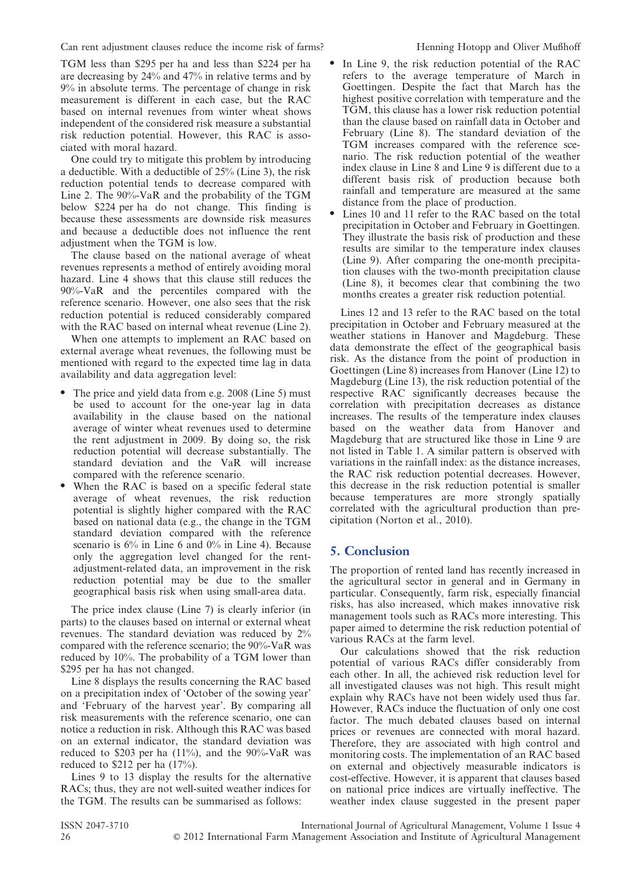TGM less than $295 per ha and less than $224 per ha are decreasing by 24% and 47% in relative terms and by 9% in absolute terms. The percentage of change in risk measurement is different in each case, but the RAC based on internal revenues from winter wheat shows independent of the considered risk measure a substantial risk reduction potential. However, this RAC is associated with moral hazard.

One could try to mitigate this problem by introducing a deductible. With a deductible of 25% (Line 3), the risk reduction potential tends to decrease compared with Line 2. The 90%-VaR and the probability of the TGM below $224 per ha do not change. This finding is because these assessments are downside risk measures and because a deductible does not influence the rent adjustment when the TGM is low.

The clause based on the national average of wheat revenues represents a method of entirely avoiding moral hazard. Line 4 shows that this clause still reduces the 90%-VaR and the percentiles compared with the reference scenario. However, one also sees that the risk reduction potential is reduced considerably compared with the RAC based on internal wheat revenue (Line 2).

When one attempts to implement an RAC based on external average wheat revenues, the following must be mentioned with regard to the expected time lag in data availability and data aggregation level:

- The price and yield data from e.g. 2008 (Line 5) must be used to account for the one-year lag in data availability in the clause based on the national average of winter wheat revenues used to determine the rent adjustment in 2009. By doing so, the risk reduction potential will decrease substantially. The standard deviation and the VaR will increase compared with the reference scenario.
- When the RAC is based on a specific federal state average of wheat revenues, the risk reduction potential is slightly higher compared with the RAC based on national data (e.g., the change in the TGM standard deviation compared with the reference scenario is 6% in Line 6 and 0% in Line 4). Because only the aggregation level changed for the rent-adjustment-related data, an improvement in the risk reduction potential may be due to the smaller geographical basis risk when using small-area data.

The price index clause (Line 7) is clearly inferior (in parts) to the clauses based on internal or external wheat revenues. The standard deviation was reduced by 2% compared with the reference scenario; the 90%-VaR was reduced by 10%. The probability of a TGM lower than $295 per ha has not changed.

Line 8 displays the results concerning the RAC based on a precipitation index of 'October of the sowing year' and 'February of the harvest year'. By comparing all risk measurements with the reference scenario, one can notice a reduction in risk. Although this RAC was based on an external indicator, the standard deviation was reduced to $203 per ha (11%), and the 90%-VaR was reduced to $212 per ha (17%).

Lines 9 to 13 display the results for the alternative RACs; thus, they are not well-suited weather indices for the TGM. The results can be summarised as follows:

- In Line 9, the risk reduction potential of the RAC refers to the average temperature of March in Goettingen. Despite the fact that March has the highest positive correlation with temperature and the TGM, this clause has a lower risk reduction potential than the clause based on rainfall data in October and February (Line 8). The standard deviation of the TGM increases compared with the reference scenario. The risk reduction potential of the weather index clause in Line 8 and Line 9 is different due to a different basis risk of production because both rainfall and temperature are measured at the same distance from the place of production.
- Lines 10 and 11 refer to the RAC based on the total precipitation in October and February in Goettingen. They illustrate the basis risk of production and these results are similar to the temperature index clauses (Line 9). After comparing the one-month precipitation clauses with the two-month precipitation clause (Line 8), it becomes clear that combining the two months creates a greater risk reduction potential.

Lines 12 and 13 refer to the RAC based on the total precipitation in October and February measured at the weather stations in Hanover and Magdeburg. These data demonstrate the effect of the geographical basis risk. As the distance from the point of production in Goettingen (Line 8) increases from Hanover (Line 12) to Magdeburg (Line 13), the risk reduction potential of the respective RAC significantly decreases because the correlation with precipitation decreases as distance increases. The results of the temperature index clauses based on the weather data from Hanover and Magdeburg that are structured like those in Line 9 are not listed in Table 1. A similar pattern is observed with variations in the rainfall index: as the distance increases, the RAC risk reduction potential decreases. However, this decrease in the risk reduction potential is smaller because temperatures are more strongly spatially correlated with the agricultural production than precipitation (Norton et al., 2010).

## 5. Conclusion

The proportion of rented land has recently increased in the agricultural sector in general and in Germany in particular. Consequently, farm risk, especially financial risks, has also increased, which makes innovative risk management tools such as RACs more interesting. This paper aimed to determine the risk reduction potential of various RACs at the farm level.

Our calculations showed that the risk reduction potential of various RACs differ considerably from each other. In all, the achieved risk reduction level for all investigated clauses was not high. This result might explain why RACs have not been widely used thus far. However, RACs induce the fluctuation of only one cost factor. The much debated clauses based on internal prices or revenues are connected with moral hazard. Therefore, they are associated with high control and monitoring costs. The implementation of an RAC based on external and objectively measurable indicators is cost-effective. However, it is apparent that clauses based on national price indices are virtually ineffective. The weather index clause suggested in the present paper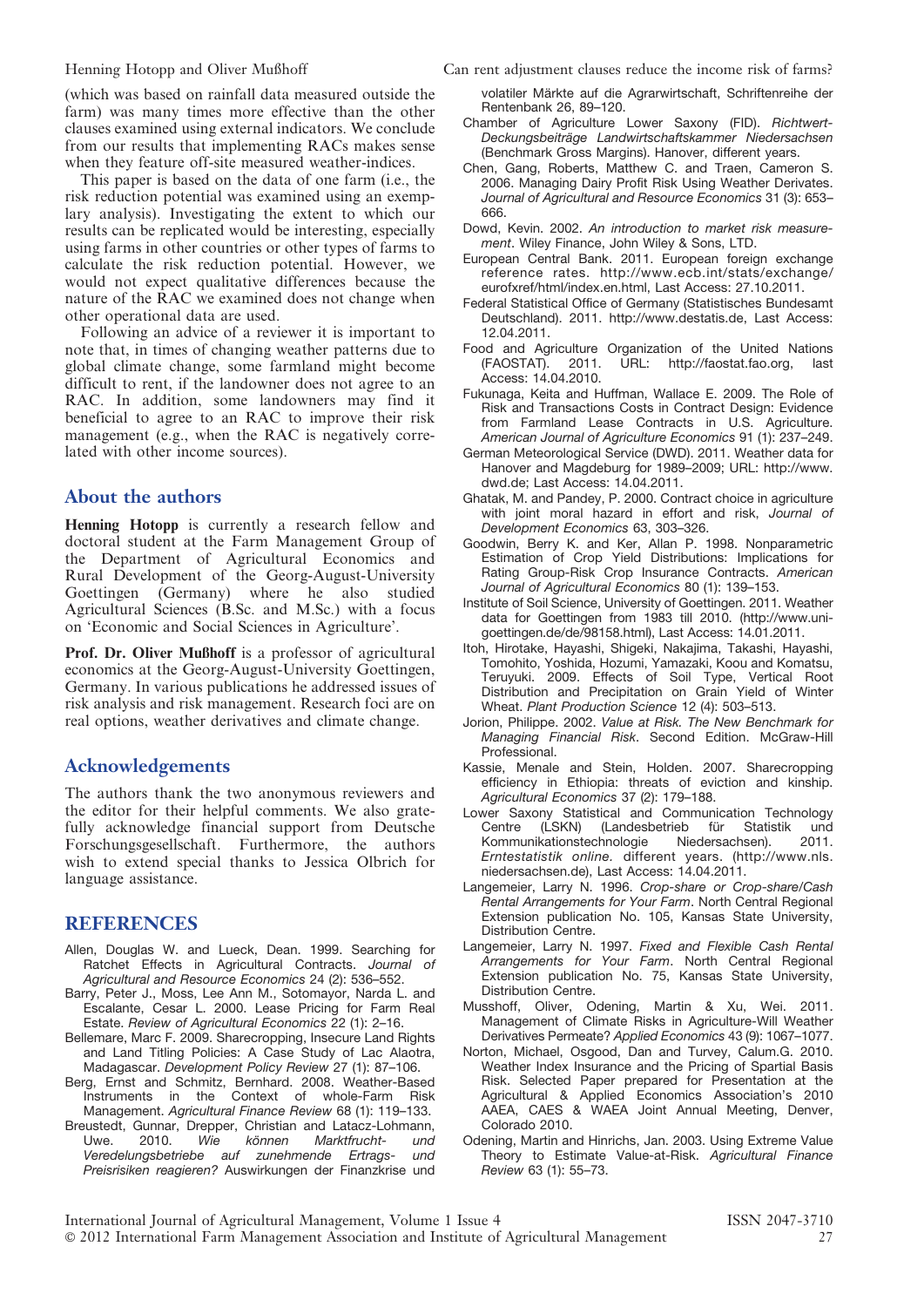(which was based on rainfall data measured outside the farm) was many times more effective than the other clauses examined using external indicators. We conclude from our results that implementing RACs makes sense when they feature off-site measured weather-indices.

This paper is based on the data of one farm (i.e., the risk reduction potential was examined using an exemplary analysis). Investigating the extent to which our results can be replicated would be interesting, especially using farms in other countries or other types of farms to calculate the risk reduction potential. However, we would not expect qualitative differences because the nature of the RAC we examined does not change when other operational data are used.

Following an advice of a reviewer it is important to note that, in times of changing weather patterns due to global climate change, some farmland might become difficult to rent, if the landowner does not agree to an RAC. In addition, some landowners may find it beneficial to agree to an RAC to improve their risk management (e.g., when the RAC is negatively correlated with other income sources).

## About the authors

**Henning Hotopp** is currently a research fellow and doctoral student at the Farm Management Group of the Department of Agricultural Economics and Rural Development of the Georg-August-University Goettingen (Germany) where he also studied Agricultural Sciences (B.Sc. and M.Sc.) with a focus on 'Economic and Social Sciences in Agriculture'.

**Prof. Dr. Oliver Mußhoff** is a professor of agricultural economics at the Georg-August-University Goettingen, Germany. In various publications he addressed issues of risk analysis and risk management. Research foci are on real options, weather derivatives and climate change.

## Acknowledgements

The authors thank the two anonymous reviewers and the editor for their helpful comments. We also gratefully acknowledge financial support from Deutsche Forschungsgesellschaft. Furthermore, the authors wish to extend special thanks to Jessica Olbrich for language assistance.

## REFERENCES

Allen, Douglas W. and Lueck, Dean. 1999. Searching for Ratchet Effects in Agricultural Contracts. *Journal of Agricultural and Resource Economics* 24 (2): 536–552.

Barry, Peter J., Moss, Lee Ann M., Sotomayor, Narda L. and Escalante, Cesar L. 2000. Lease Pricing for Farm Real Estate. *Review of Agricultural Economics* 22 (1): 2–16.

Bellemare, Marc F. 2009. Sharecropping, Insecure Land Rights and Land Titling Policies: A Case Study of Lac Alaotra, Madagascar. *Development Policy Review* 27 (1): 87–106.

Berg, Ernst and Schmitz, Bernhard. 2008. Weather-Based Instruments in the Context of whole-Farm Risk Management. *Agricultural Finance Review* 68 (1): 119–133.

Breustedt, Gunnar, Drepper, Christian and Latacz-Lohmann, Uwe. 2010. *Wie können Marktfrucht- und Veredelungsbetriebe auf zunehmende Ertrags- und Preisrisiken reagieren?* Auswirkungen der Finanzkrise und volatiler Märkte auf die Agrarwirtschaft, Schriftenreihe der Rentenbank 26, 89–120.

Chamber of Agriculture Lower Saxony (FID). *Richtwert-Deckungsbeiträge Landwirtschaftskammer Niedersachsen* (Benchmark Gross Margins). Hanover, different years.

Chen, Gang, Roberts, Matthew C. and Traen, Cameron S. 2006. Managing Dairy Profit Risk Using Weather Derivates. *Journal of Agricultural and Resource Economics* 31 (3): 653–666.

Dowd, Kevin. 2002. *An introduction to market risk measurement*. Wiley Finance, John Wiley & Sons, LTD.

European Central Bank. 2011. European foreign exchange reference rates. http://www.ecb.int/stats/exchange/eurofxref/html/index.en.html, Last Access: 27.10.2011.

Federal Statistical Office of Germany (Statistisches Bundesamt Deutschland). 2011. http://www.destatis.de, Last Access: 12.04.2011.

Food and Agriculture Organization of the United Nations (FAOSTAT). 2011. URL: http://faostat.fao.org, last Access: 14.04.2010.

Fukunaga, Keita and Huffman, Wallace E. 2009. The Role of Risk and Transactions Costs in Contract Design: Evidence from Farmland Lease Contracts in U.S. Agriculture. *American Journal of Agriculture Economics* 91 (1): 237–249.

German Meteorological Service (DWD). 2011. Weather data for Hanover and Magdeburg for 1989–2009; URL: http://www.dwd.de; Last Access: 14.04.2011.

Ghatak, M. and Pandey, P. 2000. Contract choice in agriculture with joint moral hazard in effort and risk, *Journal of Development Economics* 63, 303–326.

Goodwin, Berry K. and Ker, Allan P. 1998. Nonparametric Estimation of Crop Yield Distributions: Implications for Rating Group-Risk Crop Insurance Contracts. *American Journal of Agricultural Economics* 80 (1): 139–153.

Institute of Soil Science, University of Goettingen. 2011. Weather data for Goettingen from 1983 till 2010. (http://www.uni-goettingen.de/de/98158.html), Last Access: 14.01.2011.

Itoh, Hirotake, Hayashi, Shigeki, Nakajima, Takashi, Hayashi, Tomohito, Yoshida, Hozumi, Yamazaki, Kouu and Komatsu, Teruyuki. 2009. Effects of Soil Type, Vertical Root Distribution and Precipitation on Grain Yield of Winter Wheat. *Plant Production Science* 12 (4): 503–513.

Jorion, Philippe. 2002. *Value at Risk. The New Benchmark for Managing Financial Risk*. Second Edition. McGraw-Hill Professional.

Kassie, Menale and Stein, Holden. 2007. Sharecropping efficiency in Ethiopia: threats of eviction and kinship. *Agricultural Economics* 37 (2): 179–188.

Lower Saxony Statistical and Communication Technology Centre (LSKN) (Landesbetrieb für Statistik und Kommunikationstechnologie Niedersachsen). 2011. *Erntestatistik online*. different years. (http://www.nls.niedersachsen.de), Last Access: 14.04.2011.

Langemeier, Larry N. 1996. *Crop-share or Crop-share/Cash Rental Arrangements for Your Farm*. North Central Regional Extension publication No. 105, Kansas State University, Distribution Centre.

Langemeier, Larry N. 1997. *Fixed and Flexible Cash Rental Arrangements for Your Farm*. North Central Regional Extension publication No. 75, Kansas State University, Distribution Centre.

Musshoff, Oliver, Odening, Martin & Xu, Wei. 2011. Management of Climate Risks in Agriculture-Will Weather Derivatives Permeate? *Applied Economics* 43 (9): 1067–1077.

Norton, Michael, Osgood, Dan and Turvey, Calum.G. 2010. Weather Index Insurance and the Pricing of Spartial Basis Risk. Selected Paper prepared for Presentation at the Agricultural & Applied Economics Association's 2010 AAEA, CAES & WAEA Joint Annual Meeting, Denver, Colorado 2010.

Odening, Martin and Hinrichs, Jan. 2003. Using Extreme Value Theory to Estimate Value-at-Risk. *Agricultural Finance Review* 63 (1): 55–73.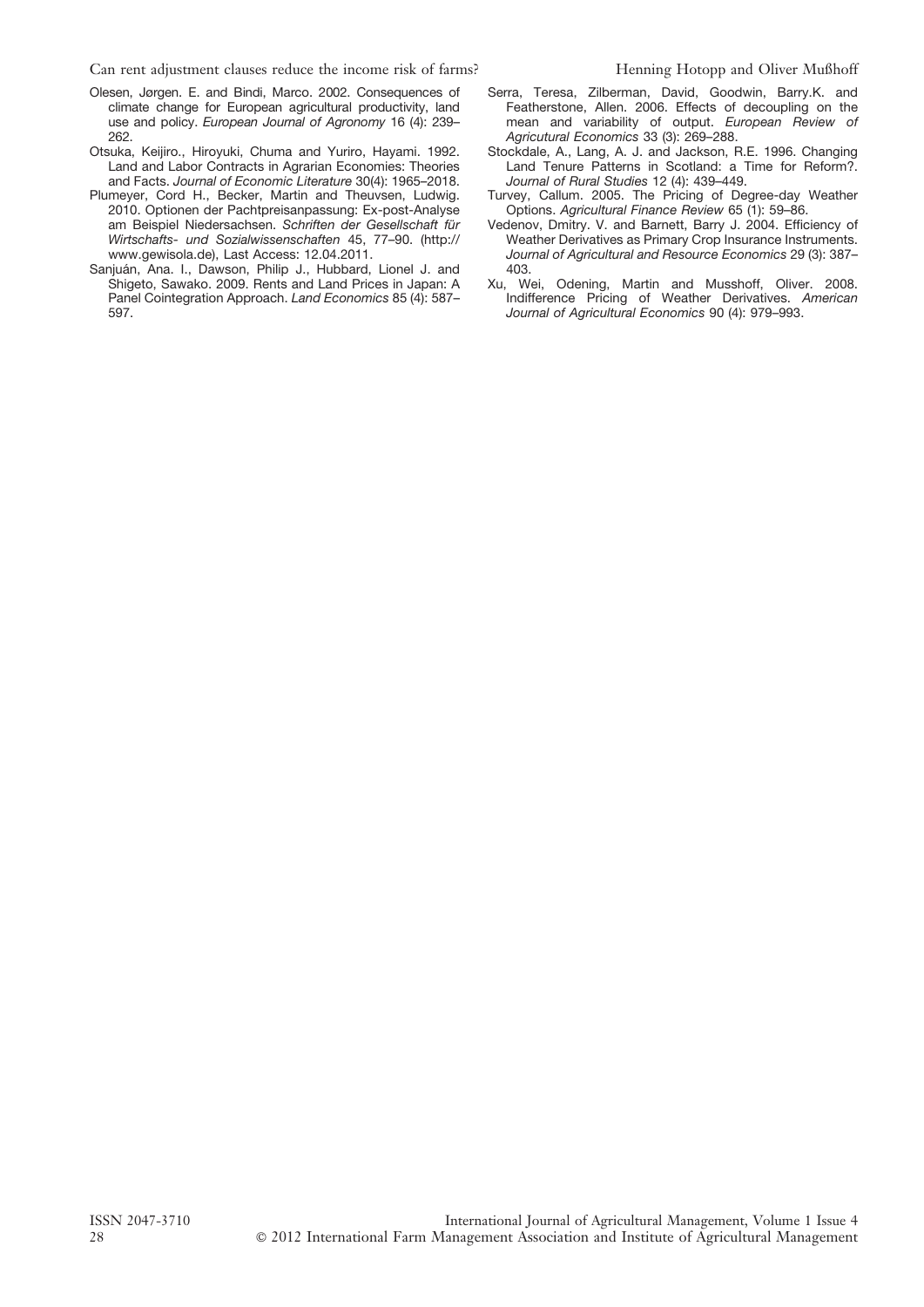Olesen, Jørgen. E. and Bindi, Marco. 2002. Consequences of climate change for European agricultural productivity, land use and policy. *European Journal of Agronomy* 16 (4): 239–262.

Otsuka, Keijiro., Hiroyuki, Chuma and Yuriro, Hayami. 1992. Land and Labor Contracts in Agrarian Economies: Theories and Facts. *Journal of Economic Literature* 30(4): 1965–2018.

Plumeyer, Cord H., Becker, Martin and Theuvsen, Ludwig. 2010. Optionen der Pachtpreisanpassung: Ex-post-Analyse am Beispiel Niedersachsen. *Schriften der Gesellschaft für Wirtschafts- und Sozialwissenschaften* 45, 77–90. (http://www.gewisola.de), Last Access: 12.04.2011.

Sanjuán, Ana. I., Dawson, Philip J., Hubbard, Lionel J. and Shigeto, Sawako. 2009. Rents and Land Prices in Japan: A Panel Cointegration Approach. *Land Economics* 85 (4): 587–597.

Serra, Teresa, Zilberman, David, Goodwin, Barry.K. and Featherstone, Allen. 2006. Effects of decoupling on the mean and variability of output. *European Review of Agricultural Economics* 33 (3): 269–288.

Stockdale, A., Lang, A. J. and Jackson, R.E. 1996. Changing Land Tenure Patterns in Scotland: a Time for Reform?. *Journal of Rural Studies* 12 (4): 439–449.

Turvey, Callum. 2005. The Pricing of Degree-day Weather Options. *Agricultural Finance Review* 65 (1): 59–86.

Vedenov, Dmitry. V. and Barnett, Barry J. 2004. Efficiency of Weather Derivatives as Primary Crop Insurance Instruments. *Journal of Agricultural and Resource Economics* 29 (3): 387–403.

Xu, Wei, Odening, Martin and Musshoff, Oliver. 2008. Indifference Pricing of Weather Derivatives. *American Journal of Agricultural Economics* 90 (4): 979–993.